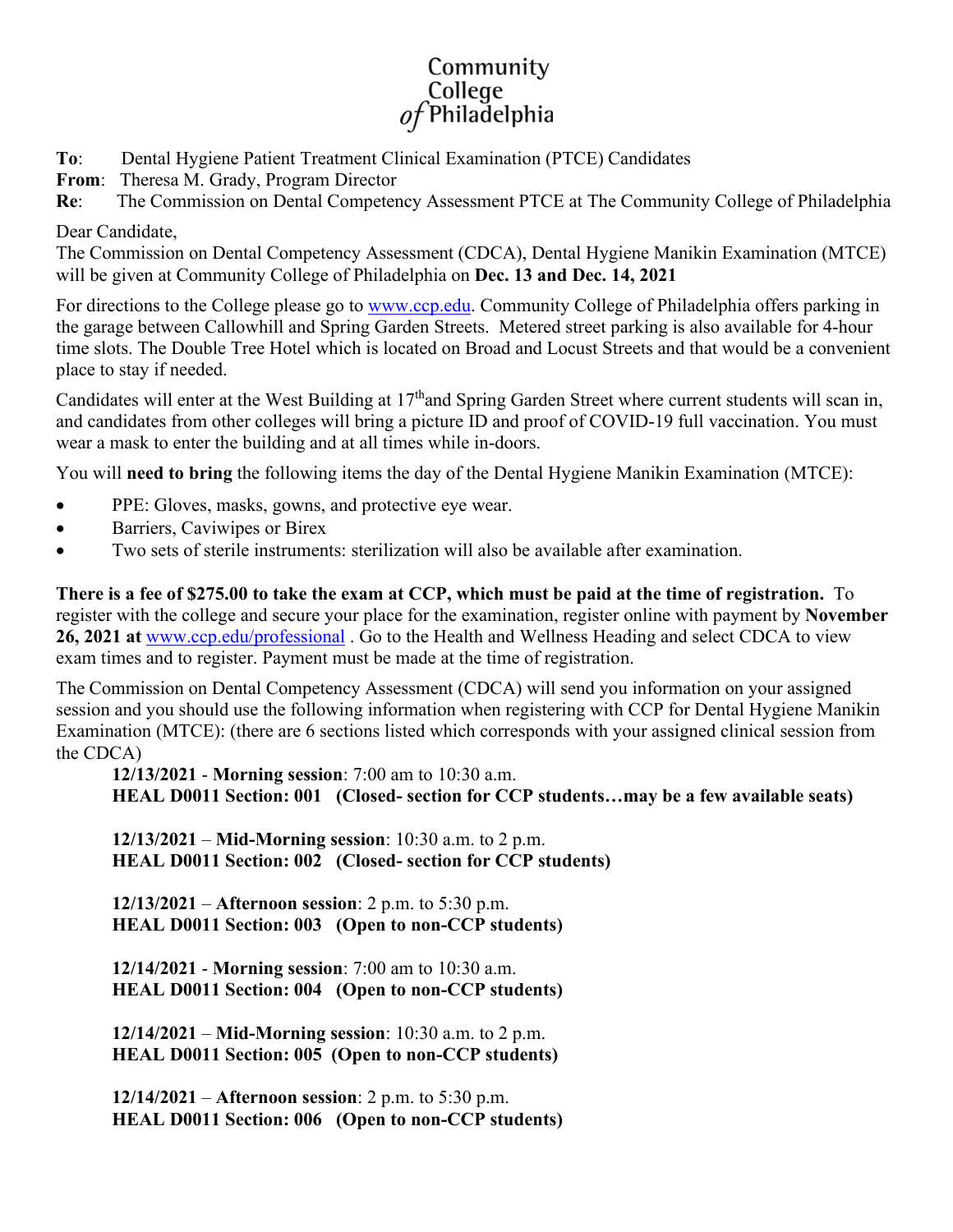# Community College of Philadelphia

**To**: Dental Hygiene Patient Treatment Clinical Examination (PTCE) Candidates
**From**: Theresa M. Grady, Program Director
**Re**: The Commission on Dental Competency Assessment PTCE at The Community College of Philadelphia

Dear Candidate,
The Commission on Dental Competency Assessment (CDCA), Dental Hygiene Manikin Examination (MTCE) will be given at Community College of Philadelphia on **Dec. 13 and Dec. 14, 2021**

For directions to the College please go to [www.ccp.edu](www.ccp.edu). Community College of Philadelphia offers parking in the garage between Callowhill and Spring Garden Streets. Metered street parking is also available for 4-hour time slots. The Double Tree Hotel which is located on Broad and Locust Streets and that would be a convenient place to stay if needed.

Candidates will enter at the West Building at 17th and Spring Garden Street where current students will scan in, and candidates from other colleges will bring a picture ID and proof of COVID-19 full vaccination. You must wear a mask to enter the building and at all times while in-doors.

You will **need to bring** the following items the day of the Dental Hygiene Manikin Examination (MTCE):

- PPE: Gloves, masks, gowns, and protective eye wear.
- Barriers, Caviwipes or Birex
- Two sets of sterile instruments: sterilization will also be available after examination.

**There is a fee of $275.00 to take the exam at CCP, which must be paid at the time of registration.** To register with the college and secure your place for the examination, register online with payment by **November 26, 2021 at** [www.ccp.edu/professional](www.ccp.edu/professional) . Go to the Health and Wellness Heading and select CDCA to view exam times and to register. Payment must be made at the time of registration.

The Commission on Dental Competency Assessment (CDCA) will send you information on your assigned session and you should use the following information when registering with CCP for Dental Hygiene Manikin Examination (MTCE): (there are 6 sections listed which corresponds with your assigned clinical session from the CDCA)

**12/13/2021** - **Morning session**: 7:00 am to 10:30 a.m.
**HEAL D0011 Section: 001 (Closed- section for CCP students…may be a few available seats)**

**12/13/2021** – **Mid-Morning session**: 10:30 a.m. to 2 p.m.
**HEAL D0011 Section: 002 (Closed- section for CCP students)**

**12/13/2021** – **Afternoon session**: 2 p.m. to 5:30 p.m.
**HEAL D0011 Section: 003 (Open to non-CCP students)**

**12/14/2021** - **Morning session**: 7:00 am to 10:30 a.m.
**HEAL D0011 Section: 004 (Open to non-CCP students)**

**12/14/2021** – **Mid-Morning session**: 10:30 a.m. to 2 p.m.
**HEAL D0011 Section: 005 (Open to non-CCP students)**

**12/14/2021** – **Afternoon session**: 2 p.m. to 5:30 p.m.
**HEAL D0011 Section: 006 (Open to non-CCP students)**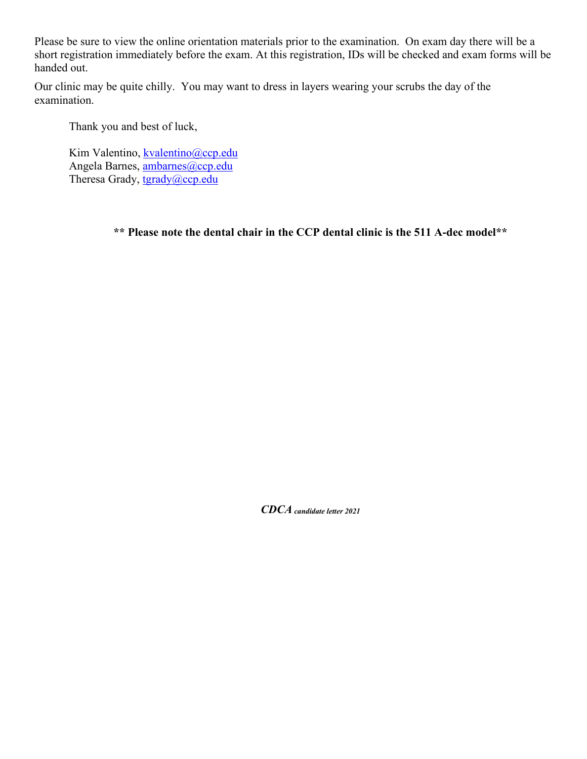Please be sure to view the online orientation materials prior to the examination. On exam day there will be a short registration immediately before the exam. At this registration, IDs will be checked and exam forms will be handed out.

Our clinic may be quite chilly. You may want to dress in layers wearing your scrubs the day of the examination.

Thank you and best of luck,

Kim Valentino, kvalentino@ccp.edu  
Angela Barnes, ambarnes@ccp.edu  
Theresa Grady, tgrady@ccp.edu

**** Please note the dental chair in the CCP dental clinic is the 511 A-dec model****

***CDCA** candidate letter 2021*